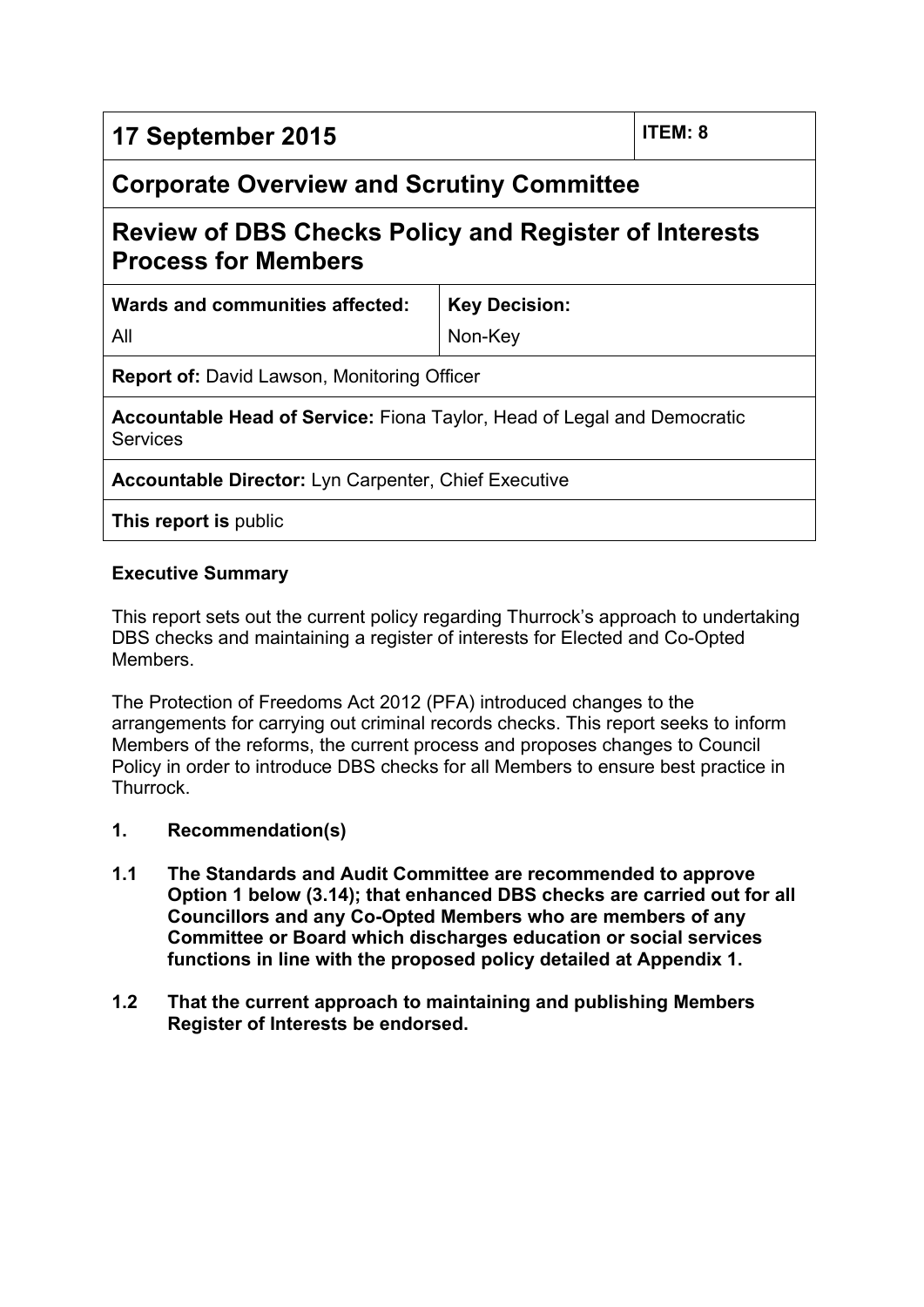| 17 September 2015 | | ITEM: 8 |
|---|---|---|
| **Corporate Overview and Scrutiny Committee** | | |
| **Review of DBS Checks Policy and Register of Interests Process for Members** | | |
| **Wards and communities affected:** All | **Key Decision:** Non-Key | |
| **Report of:** David Lawson, Monitoring Officer | | |
| **Accountable Head of Service:** Fiona Taylor, Head of Legal and Democratic Services | | |
| **Accountable Director:** Lyn Carpenter, Chief Executive | | |
| **This report is** public | | |

**Executive Summary**

This report sets out the current policy regarding Thurrock's approach to undertaking DBS checks and maintaining a register of interests for Elected and Co-Opted Members.

The Protection of Freedoms Act 2012 (PFA) introduced changes to the arrangements for carrying out criminal records checks. This report seeks to inform Members of the reforms, the current process and proposes changes to Council Policy in order to introduce DBS checks for all Members to ensure best practice in Thurrock.

**1. Recommendation(s)**

**1.1 The Standards and Audit Committee are recommended to approve Option 1 below (3.14); that enhanced DBS checks are carried out for all Councillors and any Co-Opted Members who are members of any Committee or Board which discharges education or social services functions in line with the proposed policy detailed at Appendix 1.**

**1.2 That the current approach to maintaining and publishing Members Register of Interests be endorsed.**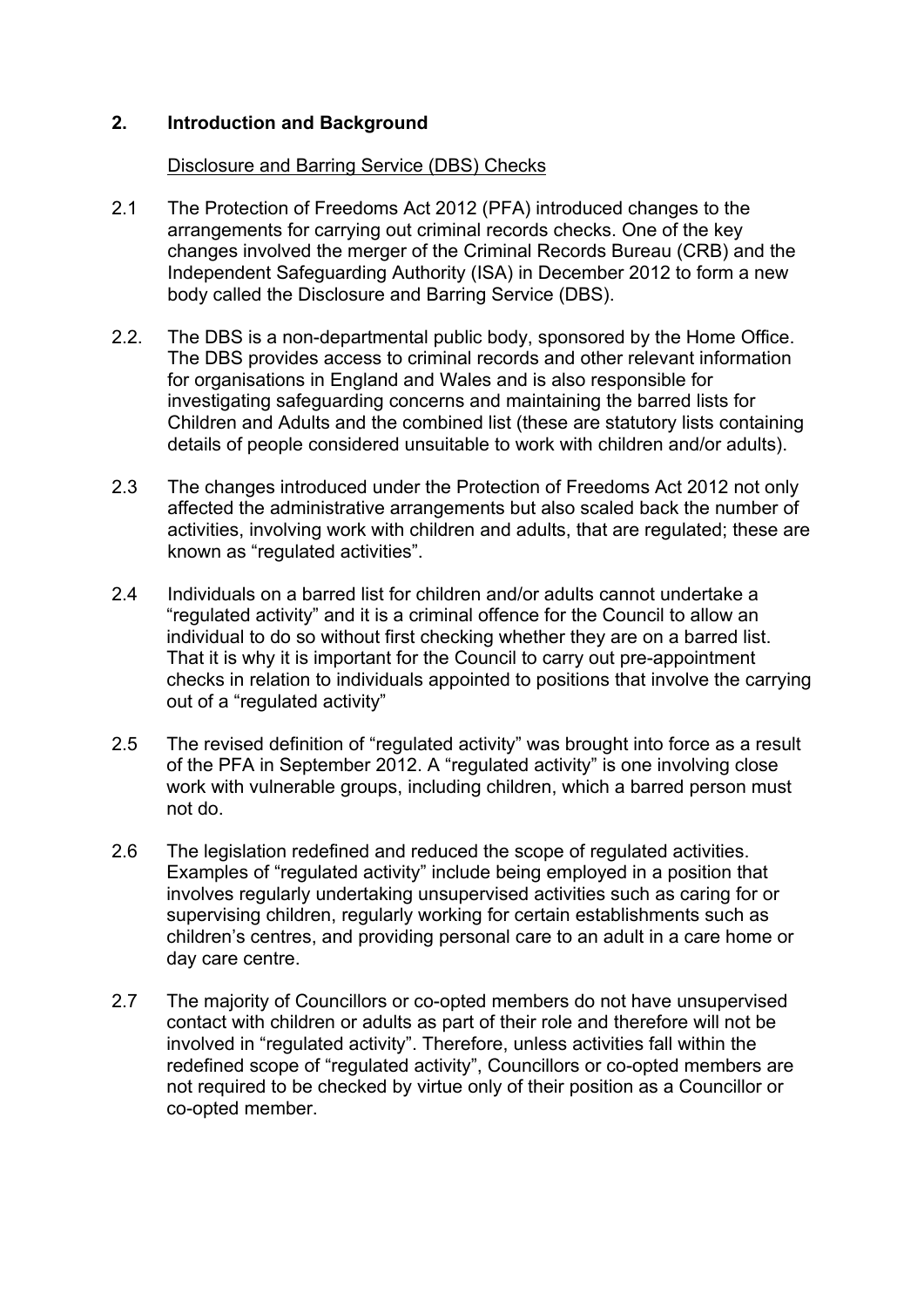## 2. Introduction and Background

Disclosure and Barring Service (DBS) Checks

2.1 The Protection of Freedoms Act 2012 (PFA) introduced changes to the arrangements for carrying out criminal records checks. One of the key changes involved the merger of the Criminal Records Bureau (CRB) and the Independent Safeguarding Authority (ISA) in December 2012 to form a new body called the Disclosure and Barring Service (DBS).

2.2. The DBS is a non-departmental public body, sponsored by the Home Office. The DBS provides access to criminal records and other relevant information for organisations in England and Wales and is also responsible for investigating safeguarding concerns and maintaining the barred lists for Children and Adults and the combined list (these are statutory lists containing details of people considered unsuitable to work with children and/or adults).

2.3 The changes introduced under the Protection of Freedoms Act 2012 not only affected the administrative arrangements but also scaled back the number of activities, involving work with children and adults, that are regulated; these are known as "regulated activities".

2.4 Individuals on a barred list for children and/or adults cannot undertake a "regulated activity" and it is a criminal offence for the Council to allow an individual to do so without first checking whether they are on a barred list. That it is why it is important for the Council to carry out pre-appointment checks in relation to individuals appointed to positions that involve the carrying out of a "regulated activity"

2.5 The revised definition of "regulated activity" was brought into force as a result of the PFA in September 2012. A "regulated activity" is one involving close work with vulnerable groups, including children, which a barred person must not do.

2.6 The legislation redefined and reduced the scope of regulated activities. Examples of "regulated activity" include being employed in a position that involves regularly undertaking unsupervised activities such as caring for or supervising children, regularly working for certain establishments such as children's centres, and providing personal care to an adult in a care home or day care centre.

2.7 The majority of Councillors or co-opted members do not have unsupervised contact with children or adults as part of their role and therefore will not be involved in "regulated activity". Therefore, unless activities fall within the redefined scope of "regulated activity", Councillors or co-opted members are not required to be checked by virtue only of their position as a Councillor or co-opted member.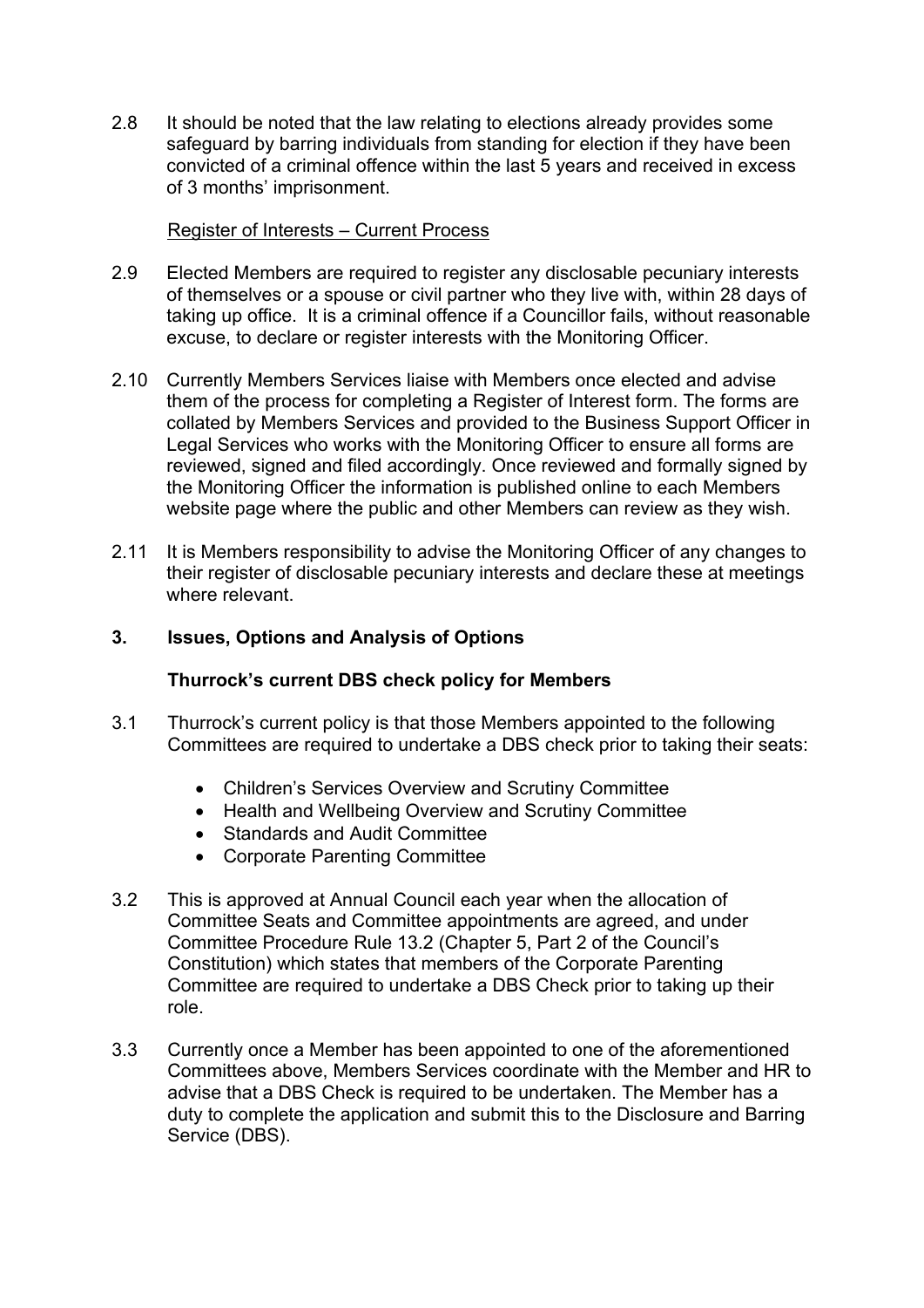2.8 It should be noted that the law relating to elections already provides some safeguard by barring individuals from standing for election if they have been convicted of a criminal offence within the last 5 years and received in excess of 3 months' imprisonment.

<u>Register of Interests – Current Process</u>

2.9 Elected Members are required to register any disclosable pecuniary interests of themselves or a spouse or civil partner who they live with, within 28 days of taking up office. It is a criminal offence if a Councillor fails, without reasonable excuse, to declare or register interests with the Monitoring Officer.

2.10 Currently Members Services liaise with Members once elected and advise them of the process for completing a Register of Interest form. The forms are collated by Members Services and provided to the Business Support Officer in Legal Services who works with the Monitoring Officer to ensure all forms are reviewed, signed and filed accordingly. Once reviewed and formally signed by the Monitoring Officer the information is published online to each Members website page where the public and other Members can review as they wish.

2.11 It is Members responsibility to advise the Monitoring Officer of any changes to their register of disclosable pecuniary interests and declare these at meetings where relevant.

## 3. Issues, Options and Analysis of Options

### Thurrock's current DBS check policy for Members

3.1 Thurrock's current policy is that those Members appointed to the following Committees are required to undertake a DBS check prior to taking their seats:

- Children's Services Overview and Scrutiny Committee
- Health and Wellbeing Overview and Scrutiny Committee
- Standards and Audit Committee
- Corporate Parenting Committee

3.2 This is approved at Annual Council each year when the allocation of Committee Seats and Committee appointments are agreed, and under Committee Procedure Rule 13.2 (Chapter 5, Part 2 of the Council's Constitution) which states that members of the Corporate Parenting Committee are required to undertake a DBS Check prior to taking up their role.

3.3 Currently once a Member has been appointed to one of the aforementioned Committees above, Members Services coordinate with the Member and HR to advise that a DBS Check is required to be undertaken. The Member has a duty to complete the application and submit this to the Disclosure and Barring Service (DBS).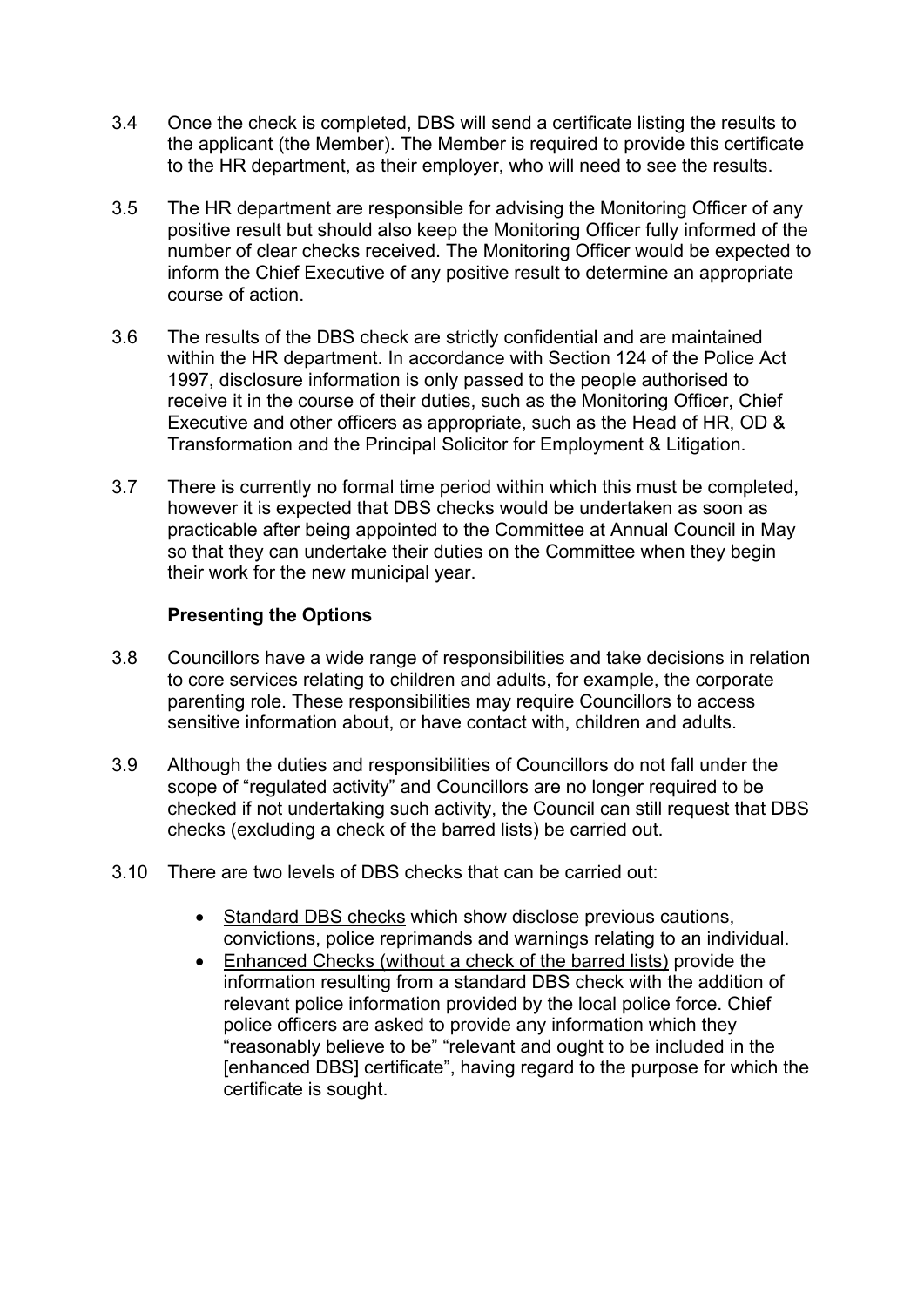3.4 Once the check is completed, DBS will send a certificate listing the results to the applicant (the Member). The Member is required to provide this certificate to the HR department, as their employer, who will need to see the results.

3.5 The HR department are responsible for advising the Monitoring Officer of any positive result but should also keep the Monitoring Officer fully informed of the number of clear checks received. The Monitoring Officer would be expected to inform the Chief Executive of any positive result to determine an appropriate course of action.

3.6 The results of the DBS check are strictly confidential and are maintained within the HR department. In accordance with Section 124 of the Police Act 1997, disclosure information is only passed to the people authorised to receive it in the course of their duties, such as the Monitoring Officer, Chief Executive and other officers as appropriate, such as the Head of HR, OD & Transformation and the Principal Solicitor for Employment & Litigation.

3.7 There is currently no formal time period within which this must be completed, however it is expected that DBS checks would be undertaken as soon as practicable after being appointed to the Committee at Annual Council in May so that they can undertake their duties on the Committee when they begin their work for the new municipal year.

**Presenting the Options**

3.8 Councillors have a wide range of responsibilities and take decisions in relation to core services relating to children and adults, for example, the corporate parenting role. These responsibilities may require Councillors to access sensitive information about, or have contact with, children and adults.

3.9 Although the duties and responsibilities of Councillors do not fall under the scope of "regulated activity" and Councillors are no longer required to be checked if not undertaking such activity, the Council can still request that DBS checks (excluding a check of the barred lists) be carried out.

3.10 There are two levels of DBS checks that can be carried out:

- Standard DBS checks which show disclose previous cautions, convictions, police reprimands and warnings relating to an individual.
- Enhanced Checks (without a check of the barred lists) provide the information resulting from a standard DBS check with the addition of relevant police information provided by the local police force. Chief police officers are asked to provide any information which they "reasonably believe to be" "relevant and ought to be included in the [enhanced DBS] certificate", having regard to the purpose for which the certificate is sought.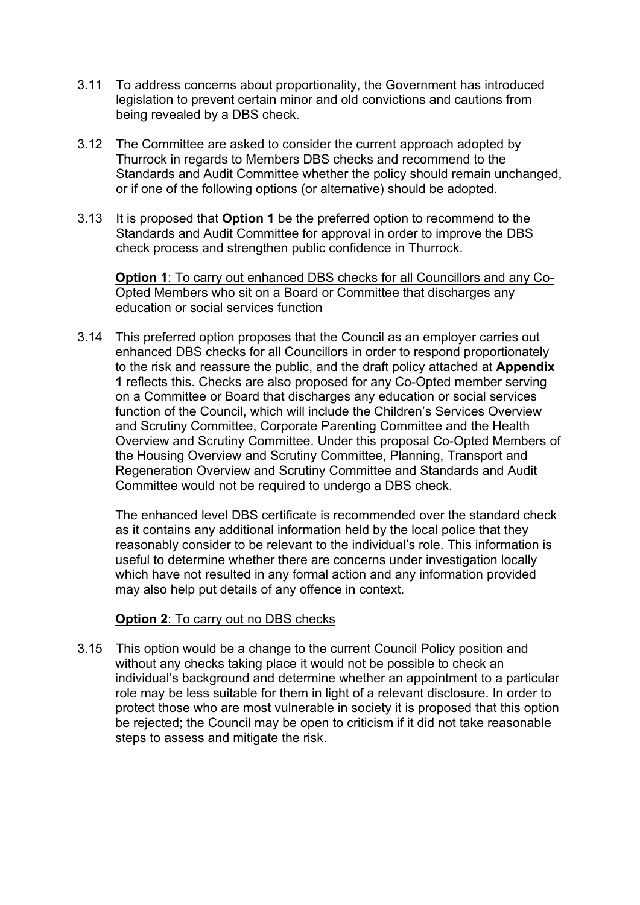3.11 To address concerns about proportionality, the Government has introduced legislation to prevent certain minor and old convictions and cautions from being revealed by a DBS check.

3.12 The Committee are asked to consider the current approach adopted by Thurrock in regards to Members DBS checks and recommend to the Standards and Audit Committee whether the policy should remain unchanged, or if one of the following options (or alternative) should be adopted.

3.13 It is proposed that **Option 1** be the preferred option to recommend to the Standards and Audit Committee for approval in order to improve the DBS check process and strengthen public confidence in Thurrock.

<u>**Option 1**: To carry out enhanced DBS checks for all Councillors and any Co-Opted Members who sit on a Board or Committee that discharges any education or social services function</u>

3.14 This preferred option proposes that the Council as an employer carries out enhanced DBS checks for all Councillors in order to respond proportionately to the risk and reassure the public, and the draft policy attached at **Appendix 1** reflects this. Checks are also proposed for any Co-Opted member serving on a Committee or Board that discharges any education or social services function of the Council, which will include the Children's Services Overview and Scrutiny Committee, Corporate Parenting Committee and the Health Overview and Scrutiny Committee. Under this proposal Co-Opted Members of the Housing Overview and Scrutiny Committee, Planning, Transport and Regeneration Overview and Scrutiny Committee and Standards and Audit Committee would not be required to undergo a DBS check.

The enhanced level DBS certificate is recommended over the standard check as it contains any additional information held by the local police that they reasonably consider to be relevant to the individual's role. This information is useful to determine whether there are concerns under investigation locally which have not resulted in any formal action and any information provided may also help put details of any offence in context.

<u>**Option 2**: To carry out no DBS checks</u>

3.15 This option would be a change to the current Council Policy position and without any checks taking place it would not be possible to check an individual's background and determine whether an appointment to a particular role may be less suitable for them in light of a relevant disclosure. In order to protect those who are most vulnerable in society it is proposed that this option be rejected; the Council may be open to criticism if it did not take reasonable steps to assess and mitigate the risk.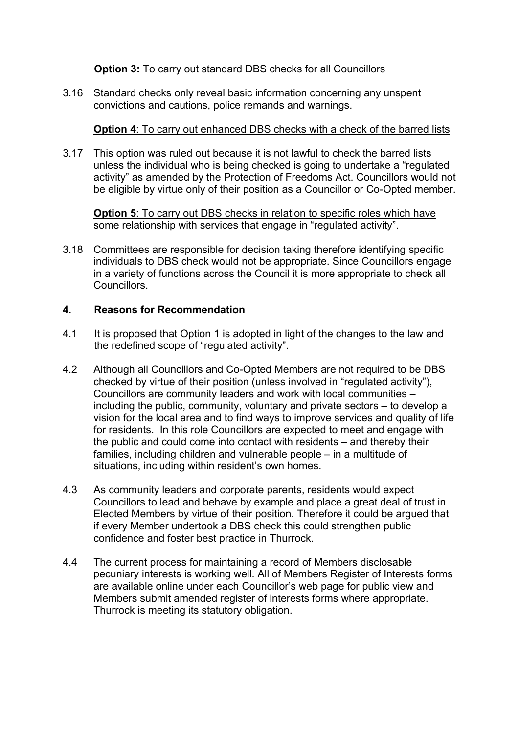**<u>Option 3:</u>** <u>To carry out standard DBS checks for all Councillors</u>

3.16 Standard checks only reveal basic information concerning any unspent convictions and cautions, police remands and warnings.

**<u>Option 4</u>**<u>: To carry out enhanced DBS checks with a check of the barred lists</u>

3.17 This option was ruled out because it is not lawful to check the barred lists unless the individual who is being checked is going to undertake a "regulated activity" as amended by the Protection of Freedoms Act. Councillors would not be eligible by virtue only of their position as a Councillor or Co-Opted member.

**<u>Option 5</u>**<u>: To carry out DBS checks in relation to specific roles which have some relationship with services that engage in "regulated activity".</u>

3.18 Committees are responsible for decision taking therefore identifying specific individuals to DBS check would not be appropriate. Since Councillors engage in a variety of functions across the Council it is more appropriate to check all Councillors.

## 4. Reasons for Recommendation

4.1 It is proposed that Option 1 is adopted in light of the changes to the law and the redefined scope of "regulated activity".

4.2 Although all Councillors and Co-Opted Members are not required to be DBS checked by virtue of their position (unless involved in "regulated activity"), Councillors are community leaders and work with local communities – including the public, community, voluntary and private sectors – to develop a vision for the local area and to find ways to improve services and quality of life for residents. In this role Councillors are expected to meet and engage with the public and could come into contact with residents – and thereby their families, including children and vulnerable people – in a multitude of situations, including within resident's own homes.

4.3 As community leaders and corporate parents, residents would expect Councillors to lead and behave by example and place a great deal of trust in Elected Members by virtue of their position. Therefore it could be argued that if every Member undertook a DBS check this could strengthen public confidence and foster best practice in Thurrock.

4.4 The current process for maintaining a record of Members disclosable pecuniary interests is working well. All of Members Register of Interests forms are available online under each Councillor's web page for public view and Members submit amended register of interests forms where appropriate. Thurrock is meeting its statutory obligation.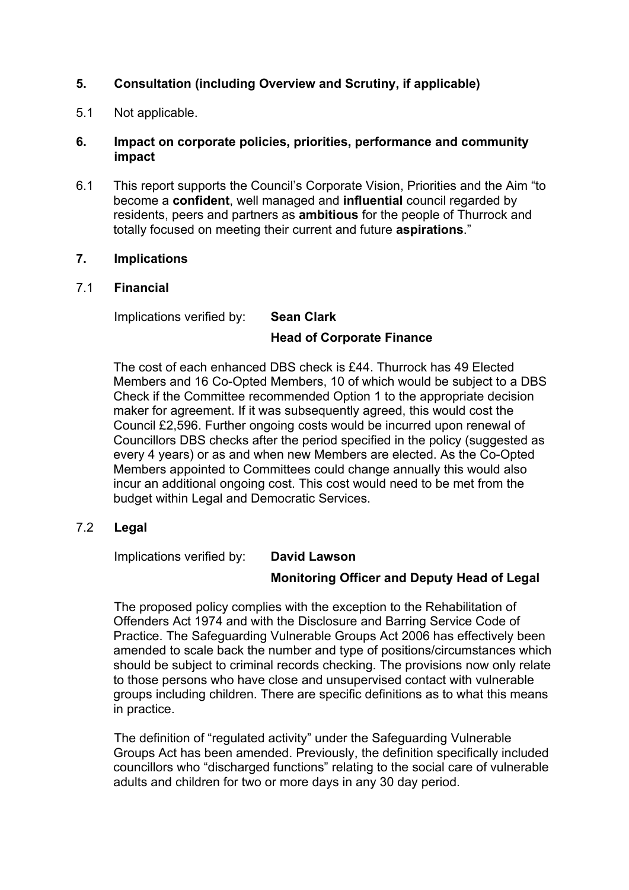**5. Consultation (including Overview and Scrutiny, if applicable)**

5.1 Not applicable.

**6. Impact on corporate policies, priorities, performance and community impact**

6.1 This report supports the Council's Corporate Vision, Priorities and the Aim "to become a **confident**, well managed and **influential** council regarded by residents, peers and partners as **ambitious** for the people of Thurrock and totally focused on meeting their current and future **aspirations**."

**7. Implications**

7.1 **Financial**

Implications verified by: **Sean Clark**
**Head of Corporate Finance**

The cost of each enhanced DBS check is £44. Thurrock has 49 Elected Members and 16 Co-Opted Members, 10 of which would be subject to a DBS Check if the Committee recommended Option 1 to the appropriate decision maker for agreement. If it was subsequently agreed, this would cost the Council £2,596. Further ongoing costs would be incurred upon renewal of Councillors DBS checks after the period specified in the policy (suggested as every 4 years) or as and when new Members are elected. As the Co-Opted Members appointed to Committees could change annually this would also incur an additional ongoing cost. This cost would need to be met from the budget within Legal and Democratic Services.

7.2 **Legal**

Implications verified by: **David Lawson**
**Monitoring Officer and Deputy Head of Legal**

The proposed policy complies with the exception to the Rehabilitation of Offenders Act 1974 and with the Disclosure and Barring Service Code of Practice. The Safeguarding Vulnerable Groups Act 2006 has effectively been amended to scale back the number and type of positions/circumstances which should be subject to criminal records checking. The provisions now only relate to those persons who have close and unsupervised contact with vulnerable groups including children. There are specific definitions as to what this means in practice.

The definition of "regulated activity" under the Safeguarding Vulnerable Groups Act has been amended. Previously, the definition specifically included councillors who "discharged functions" relating to the social care of vulnerable adults and children for two or more days in any 30 day period.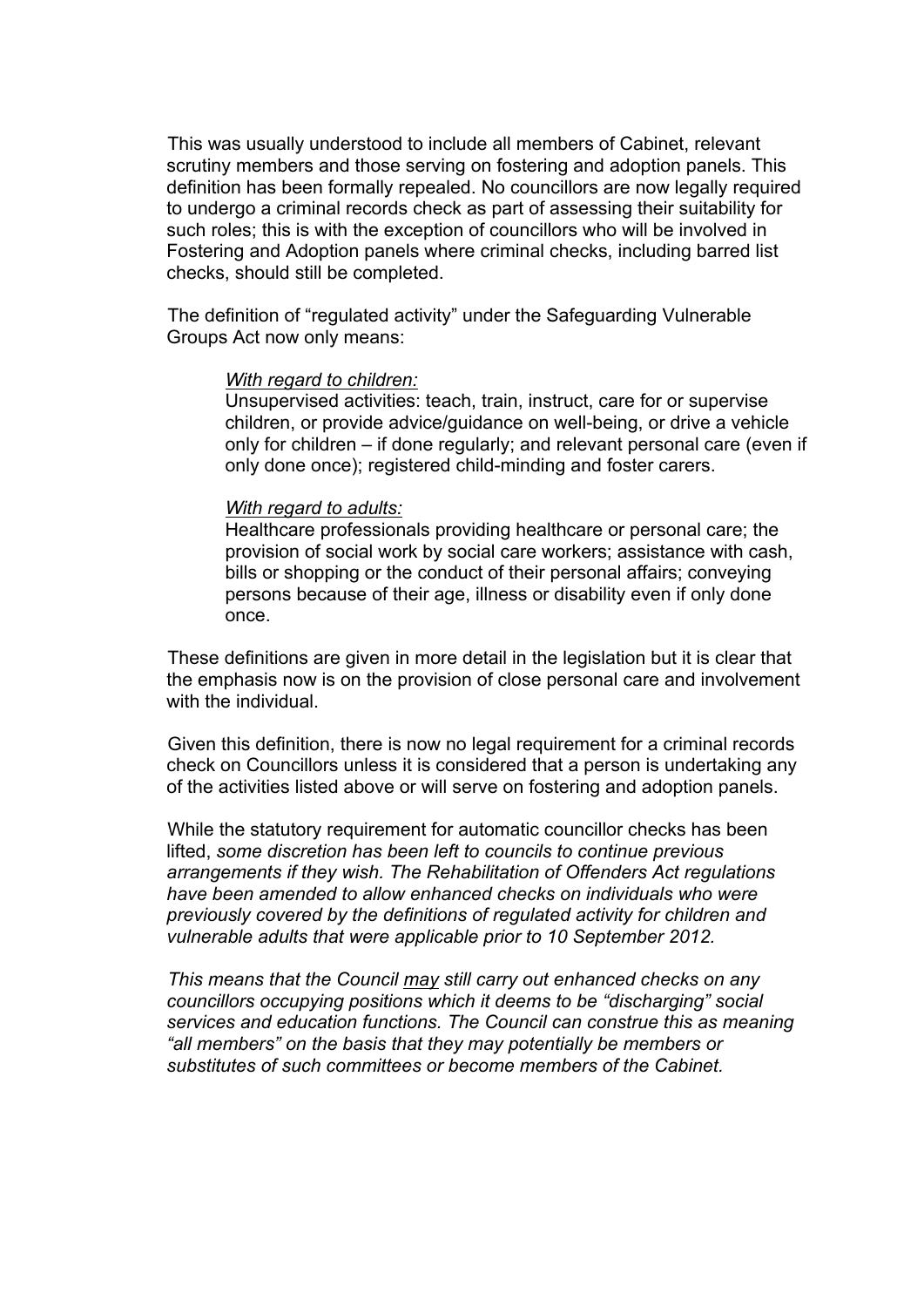This was usually understood to include all members of Cabinet, relevant scrutiny members and those serving on fostering and adoption panels. This definition has been formally repealed. No councillors are now legally required to undergo a criminal records check as part of assessing their suitability for such roles; this is with the exception of councillors who will be involved in Fostering and Adoption panels where criminal checks, including barred list checks, should still be completed.

The definition of "regulated activity" under the Safeguarding Vulnerable Groups Act now only means:

> <u>*With regard to children:*</u>
>
> Unsupervised activities: teach, train, instruct, care for or supervise children, or provide advice/guidance on well-being, or drive a vehicle only for children – if done regularly; and relevant personal care (even if only done once); registered child-minding and foster carers.
>
> <u>*With regard to adults:*</u>
>
> Healthcare professionals providing healthcare or personal care; the provision of social work by social care workers; assistance with cash, bills or shopping or the conduct of their personal affairs; conveying persons because of their age, illness or disability even if only done once.

These definitions are given in more detail in the legislation but it is clear that the emphasis now is on the provision of close personal care and involvement with the individual.

Given this definition, there is now no legal requirement for a criminal records check on Councillors unless it is considered that a person is undertaking any of the activities listed above or will serve on fostering and adoption panels.

While the statutory requirement for automatic councillor checks has been lifted, *some discretion has been left to councils to continue previous arrangements if they wish. The Rehabilitation of Offenders Act regulations have been amended to allow enhanced checks on individuals who were previously covered by the definitions of regulated activity for children and vulnerable adults that were applicable prior to 10 September 2012.*

*This means that the Council <u>may</u> still carry out enhanced checks on any councillors occupying positions which it deems to be "discharging" social services and education functions. The Council can construe this as meaning "all members" on the basis that they may potentially be members or substitutes of such committees or become members of the Cabinet.*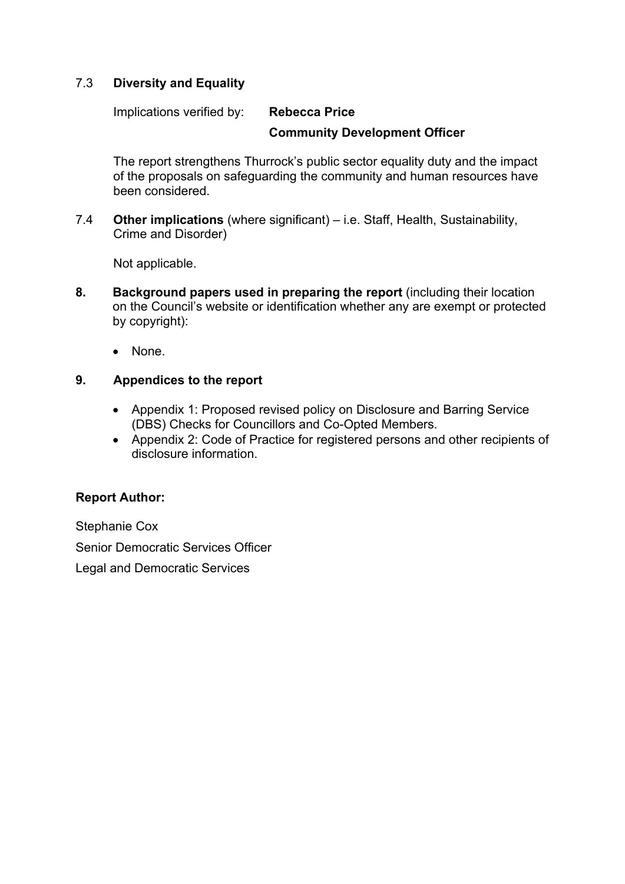7.3 **Diversity and Equality**

Implications verified by: **Rebecca Price**

**Community Development Officer**

The report strengthens Thurrock's public sector equality duty and the impact of the proposals on safeguarding the community and human resources have been considered.

7.4 **Other implications** (where significant) – i.e. Staff, Health, Sustainability, Crime and Disorder)

Not applicable.

**8. Background papers used in preparing the report** (including their location on the Council's website or identification whether any are exempt or protected by copyright):

- None.

**9. Appendices to the report**

- Appendix 1: Proposed revised policy on Disclosure and Barring Service (DBS) Checks for Councillors and Co-Opted Members.
- Appendix 2: Code of Practice for registered persons and other recipients of disclosure information.

**Report Author:**

Stephanie Cox

Senior Democratic Services Officer

Legal and Democratic Services